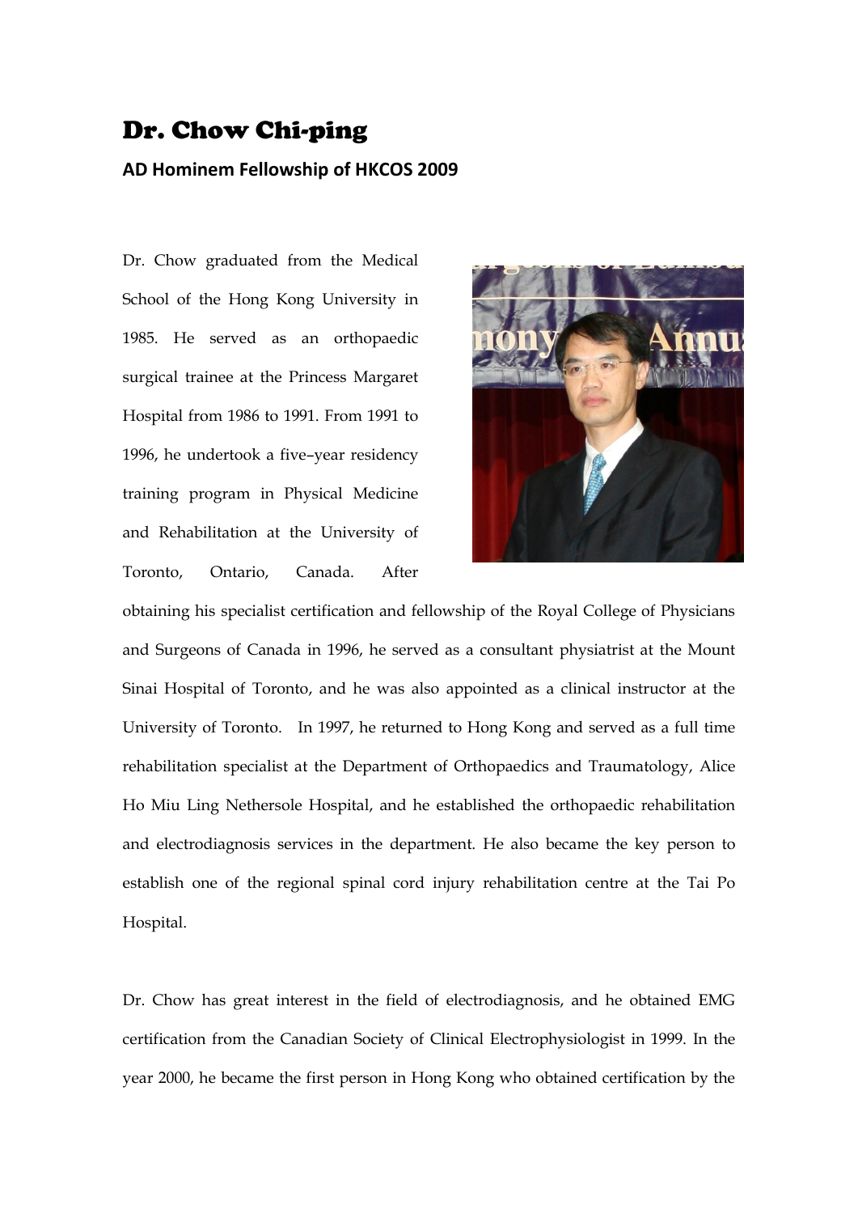# Dr. Chow Chi-ping

## AD Hominem Fellowship of HKCOS 2009

Dr. Chow graduated from the Medical School of the Hong Kong University in 1985. He served as an orthopaedic surgical trainee at the Princess Margaret Hospital from 1986 to 1991. From 1991 to 1996, he undertook a five–year residency training program in Physical Medicine and Rehabilitation at the University of Toronto, Ontario, Canada. After obtaining his specialist certification and fellowship of the Royal College of Physicians and Surgeons of Canada in 1996, he served as a consultant physiatrist at the Mount Sinai Hospital of Toronto, and he was also appointed as a clinical instructor at the University of Toronto. In 1997, he returned to Hong Kong and served as a full time rehabilitation specialist at the Department of Orthopaedics and Traumatology, Alice Ho Miu Ling Nethersole Hospital, and he established the orthopaedic rehabilitation and electrodiagnosis services in the department. He also became the key person to establish one of the regional spinal cord injury rehabilitation centre at the Tai Po Hospital.

Dr. Chow has great interest in the field of electrodiagnosis, and he obtained EMG certification from the Canadian Society of Clinical Electrophysiologist in 1999. In the year 2000, he became the first person in Hong Kong who obtained certification by the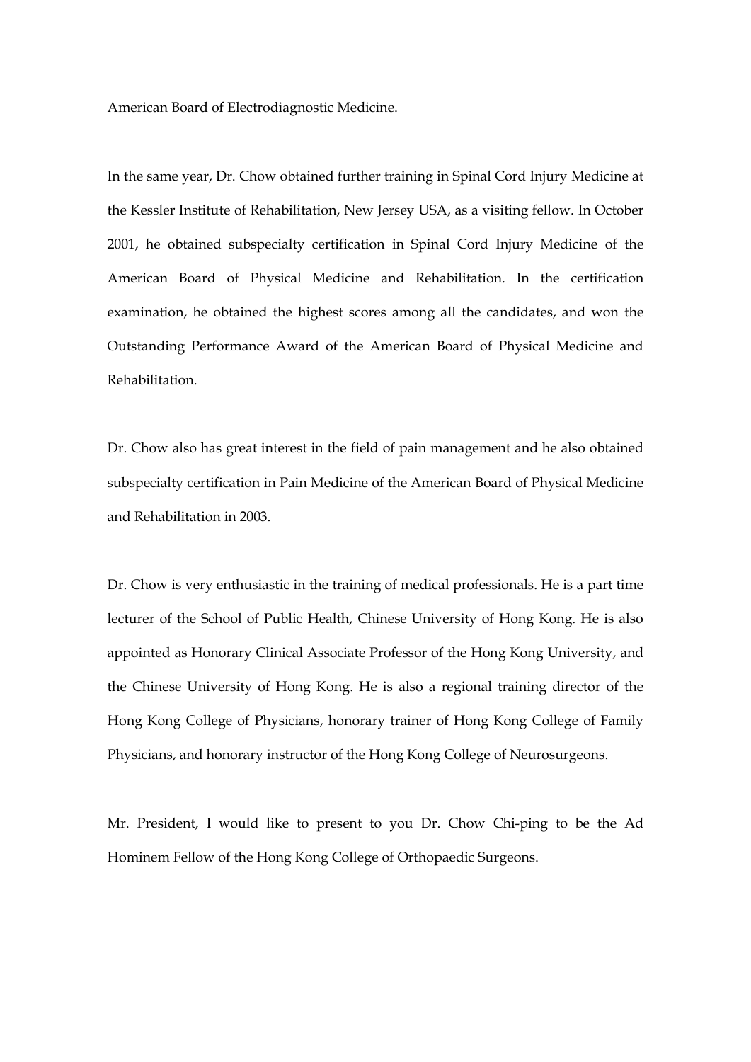American Board of Electrodiagnostic Medicine.

In the same year, Dr. Chow obtained further training in Spinal Cord Injury Medicine at the Kessler Institute of Rehabilitation, New Jersey USA, as a visiting fellow. In October 2001, he obtained subspecialty certification in Spinal Cord Injury Medicine of the American Board of Physical Medicine and Rehabilitation. In the certification examination, he obtained the highest scores among all the candidates, and won the Outstanding Performance Award of the American Board of Physical Medicine and Rehabilitation.

Dr. Chow also has great interest in the field of pain management and he also obtained subspecialty certification in Pain Medicine of the American Board of Physical Medicine and Rehabilitation in 2003.

Dr. Chow is very enthusiastic in the training of medical professionals. He is a part time lecturer of the School of Public Health, Chinese University of Hong Kong. He is also appointed as Honorary Clinical Associate Professor of the Hong Kong University, and the Chinese University of Hong Kong. He is also a regional training director of the Hong Kong College of Physicians, honorary trainer of Hong Kong College of Family Physicians, and honorary instructor of the Hong Kong College of Neurosurgeons.

Mr. President, I would like to present to you Dr. Chow Chi-ping to be the Ad Hominem Fellow of the Hong Kong College of Orthopaedic Surgeons.